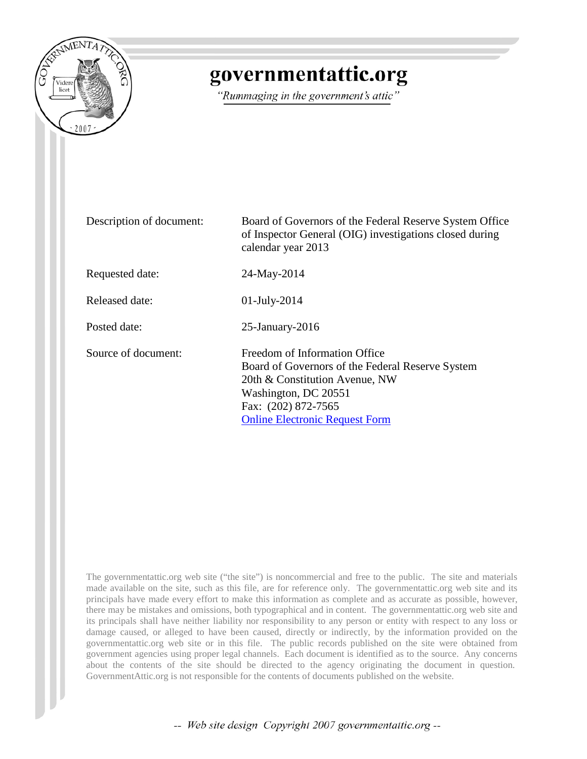# governmentattic.org

*"Rummaging in the government's attic"*

| | |
|---|---|
| Description of document: | Board of Governors of the Federal Reserve System Office of Inspector General (OIG) investigations closed during calendar year 2013 |
| Requested date: | 24-May-2014 |
| Released date: | 01-July-2014 |
| Posted date: | 25-January-2016 |
| Source of document: | Freedom of Information Office<br>Board of Governors of the Federal Reserve System<br>20th & Constitution Avenue, NW<br>Washington, DC 20551<br>Fax: (202) 872-7565<br>Online Electronic Request Form |

The governmentattic.org web site ("the site") is noncommercial and free to the public. The site and materials made available on the site, such as this file, are for reference only. The governmentattic.org web site and its principals have made every effort to make this information as complete and as accurate as possible, however, there may be mistakes and omissions, both typographical and in content. The governmentattic.org web site and its principals shall have neither liability nor responsibility to any person or entity with respect to any loss or damage caused, or alleged to have been caused, directly or indirectly, by the information provided on the governmentattic.org web site or in this file. The public records published on the site were obtained from government agencies using proper legal channels. Each document is identified as to the source. Any concerns about the contents of the site should be directed to the agency originating the document in question. GovernmentAttic.org is not responsible for the contents of documents published on the website.

-- Web site design Copyright 2007 governmentattic.org --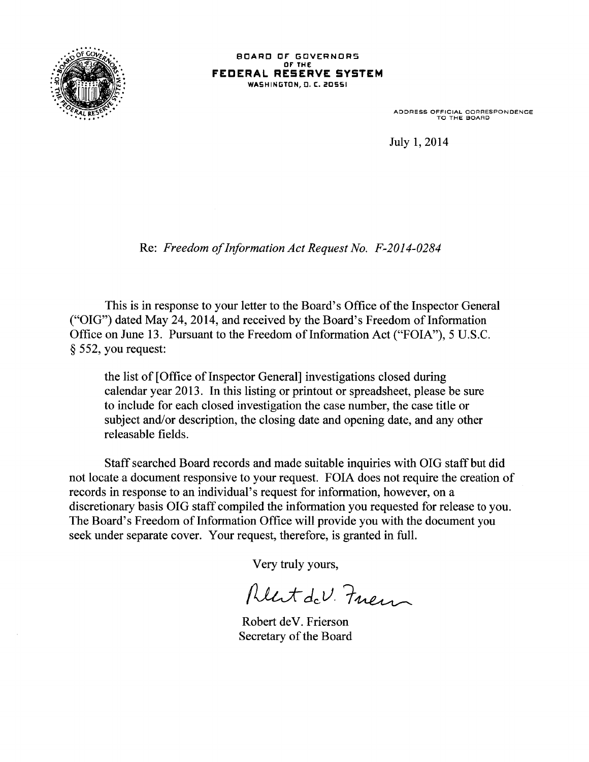**BOARD OF GOVERNORS**
**OF THE**
**FEDERAL RESERVE SYSTEM**
WASHINGTON, D. C. 20551

ADDRESS OFFICIAL CORRESPONDENCE
TO THE BOARD

July 1, 2014

Re: *Freedom of Information Act Request No. F-2014-0284*

This is in response to your letter to the Board's Office of the Inspector General ("OIG") dated May 24, 2014, and received by the Board's Freedom of Information Office on June 13. Pursuant to the Freedom of Information Act ("FOIA"), 5 U.S.C. § 552, you request:

> the list of [Office of Inspector General] investigations closed during calendar year 2013. In this listing or printout or spreadsheet, please be sure to include for each closed investigation the case number, the case title or subject and/or description, the closing date and opening date, and any other releasable fields.

Staff searched Board records and made suitable inquiries with OIG staff but did not locate a document responsive to your request. FOIA does not require the creation of records in response to an individual's request for information, however, on a discretionary basis OIG staff compiled the information you requested for release to you. The Board's Freedom of Information Office will provide you with the document you seek under separate cover. Your request, therefore, is granted in full.

Very truly yours,

Robert deV. Frierson
Secretary of the Board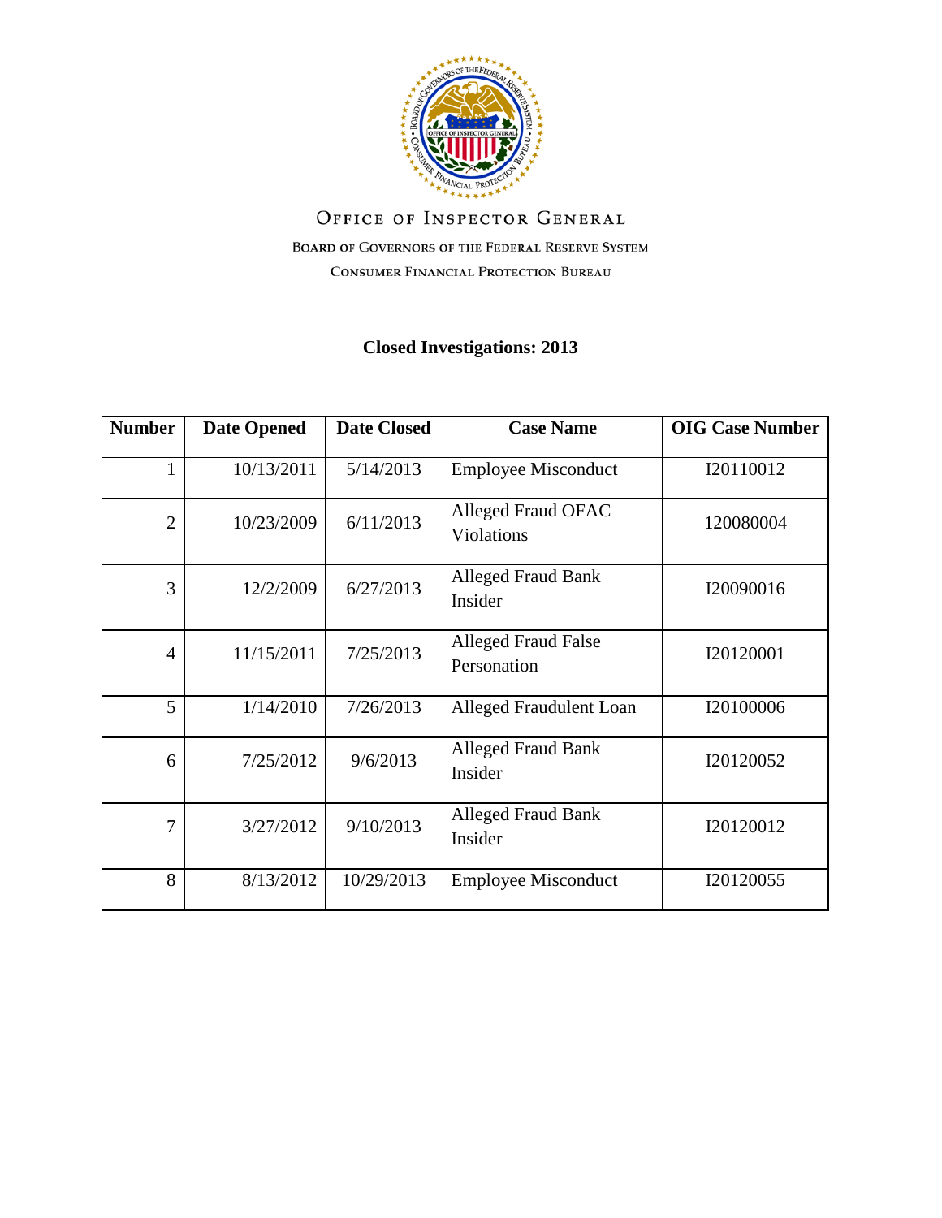OFFICE OF INSPECTOR GENERAL

BOARD OF GOVERNORS OF THE FEDERAL RESERVE SYSTEM

CONSUMER FINANCIAL PROTECTION BUREAU

## Closed Investigations: 2013

| Number | Date Opened | Date Closed | Case Name | OIG Case Number |
|---|---|---|---|---|
| 1 | 10/13/2011 | 5/14/2013 | Employee Misconduct | I20110012 |
| 2 | 10/23/2009 | 6/11/2013 | Alleged Fraud OFAC Violations | 120080004 |
| 3 | 12/2/2009 | 6/27/2013 | Alleged Fraud Bank Insider | I20090016 |
| 4 | 11/15/2011 | 7/25/2013 | Alleged Fraud False Personation | I20120001 |
| 5 | 1/14/2010 | 7/26/2013 | Alleged Fraudulent Loan | I20100006 |
| 6 | 7/25/2012 | 9/6/2013 | Alleged Fraud Bank Insider | I20120052 |
| 7 | 3/27/2012 | 9/10/2013 | Alleged Fraud Bank Insider | I20120012 |
| 8 | 8/13/2012 | 10/29/2013 | Employee Misconduct | I20120055 |